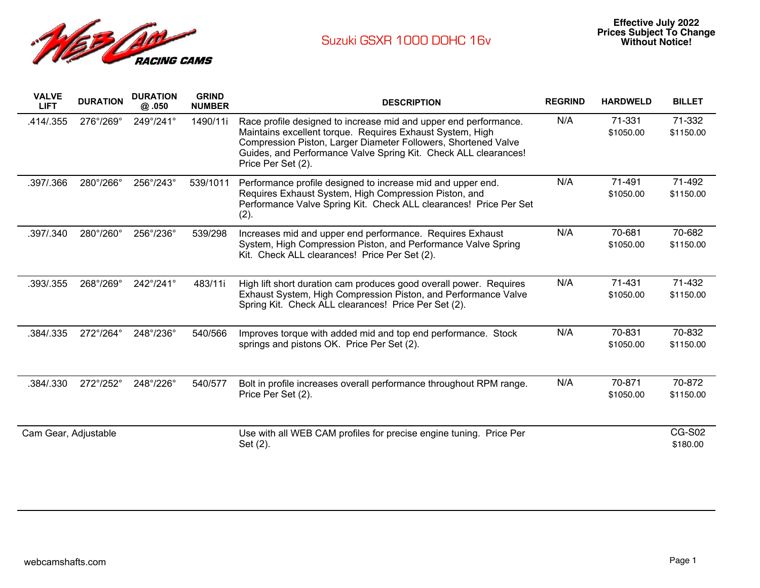WEB CAM RACING CAMS

# Suzuki GSXR 1000 DOHC 16v

**Effective July 2022**
**Prices Subject To Change Without Notice!**

| VALVE LIFT | DURATION | DURATION @ .050 | GRIND NUMBER | DESCRIPTION | REGRIND | HARDWELD | BILLET |
|---|---|---|---|---|---|---|---|
| .414/.355 | 276°/269° | 249°/241° | 1490/11i | Race profile designed to increase mid and upper end performance. Maintains excellent torque. Requires Exhaust System, High Compression Piston, Larger Diameter Followers, Shortened Valve Guides, and Performance Valve Spring Kit. Check ALL clearances! Price Per Set (2). | N/A | 71-331 $1050.00 | 71-332 $1150.00 |
| .397/.366 | 280°/266° | 256°/243° | 539/1011 | Performance profile designed to increase mid and upper end. Requires Exhaust System, High Compression Piston, and Performance Valve Spring Kit. Check ALL clearances! Price Per Set (2). | N/A | 71-491 $1050.00 | 71-492 $1150.00 |
| .397/.340 | 280°/260° | 256°/236° | 539/298 | Increases mid and upper end performance. Requires Exhaust System, High Compression Piston, and Performance Valve Spring Kit. Check ALL clearances! Price Per Set (2). | N/A | 70-681 $1050.00 | 70-682 $1150.00 |
| .393/.355 | 268°/269° | 242°/241° | 483/11i | High lift short duration cam produces good overall power. Requires Exhaust System, High Compression Piston, and Performance Valve Spring Kit. Check ALL clearances! Price Per Set (2). | N/A | 71-431 $1050.00 | 71-432 $1150.00 |
| .384/.335 | 272°/264° | 248°/236° | 540/566 | Improves torque with added mid and top end performance. Stock springs and pistons OK. Price Per Set (2). | N/A | 70-831 $1050.00 | 70-832 $1150.00 |
| .384/.330 | 272°/252° | 248°/226° | 540/577 | Bolt in profile increases overall performance throughout RPM range. Price Per Set (2). | N/A | 70-871 $1050.00 | 70-872 $1150.00 |
| Cam Gear, Adjustable | | | | Use with all WEB CAM profiles for precise engine tuning. Price Per Set (2). | | | CG-S02 $180.00 |

webcamshafts.com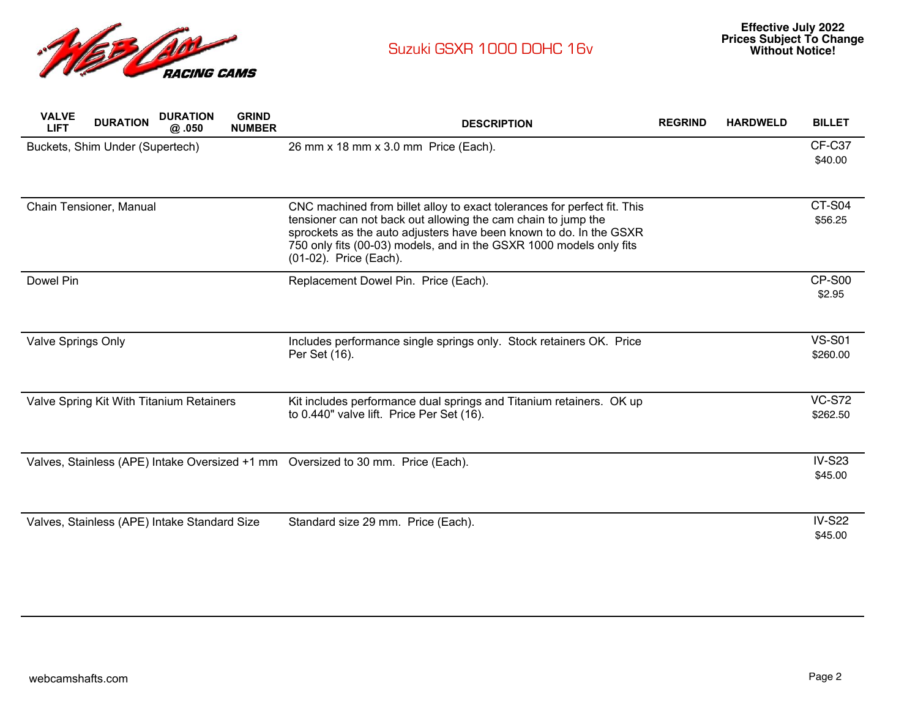# Suzuki GSXR 1000 DOHC 16v

**Effective July 2022**
**Prices Subject To Change Without Notice!**

| VALVE LIFT | DURATION | DURATION @ .050 | GRIND NUMBER | DESCRIPTION | REGRIND | HARDWELD | BILLET |
|---|---|---|---|---|---|---|---|
| Buckets, Shim Under (Supertech) | | | | 26 mm x 18 mm x 3.0 mm Price (Each). | | | CF-C37 $40.00 |
| Chain Tensioner, Manual | | | | CNC machined from billet alloy to exact tolerances for perfect fit. This tensioner can not back out allowing the cam chain to jump the sprockets as the auto adjusters have been known to do. In the GSXR 750 only fits (00-03) models, and in the GSXR 1000 models only fits (01-02). Price (Each). | | | CT-S04 $56.25 |
| Dowel Pin | | | | Replacement Dowel Pin. Price (Each). | | | CP-S00 $2.95 |
| Valve Springs Only | | | | Includes performance single springs only. Stock retainers OK. Price Per Set (16). | | | VS-S01 $260.00 |
| Valve Spring Kit With Titanium Retainers | | | | Kit includes performance dual springs and Titanium retainers. OK up to 0.440" valve lift. Price Per Set (16). | | | VC-S72 $262.50 |
| Valves, Stainless (APE) Intake Oversized +1 mm | | | | Oversized to 30 mm. Price (Each). | | | IV-S23 $45.00 |
| Valves, Stainless (APE) Intake Standard Size | | | | Standard size 29 mm. Price (Each). | | | IV-S22 $45.00 |

webcamshafts.com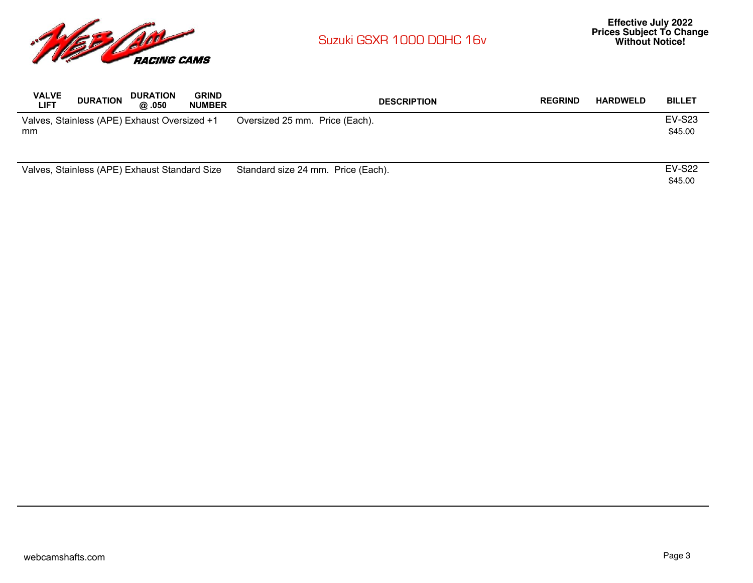| VALVE LIFT | DURATION | DURATION @ .050 | GRIND NUMBER | DESCRIPTION | REGRIND | HARDWELD | BILLET |
|---|---|---|---|---|---|---|---|
| Valves, Stainless (APE) Exhaust Oversized +1 mm | | | | Oversized 25 mm. Price (Each). | | | EV-S23 $45.00 |
| Valves, Stainless (APE) Exhaust Standard Size | | | | Standard size 24 mm. Price (Each). | | | EV-S22 $45.00 |